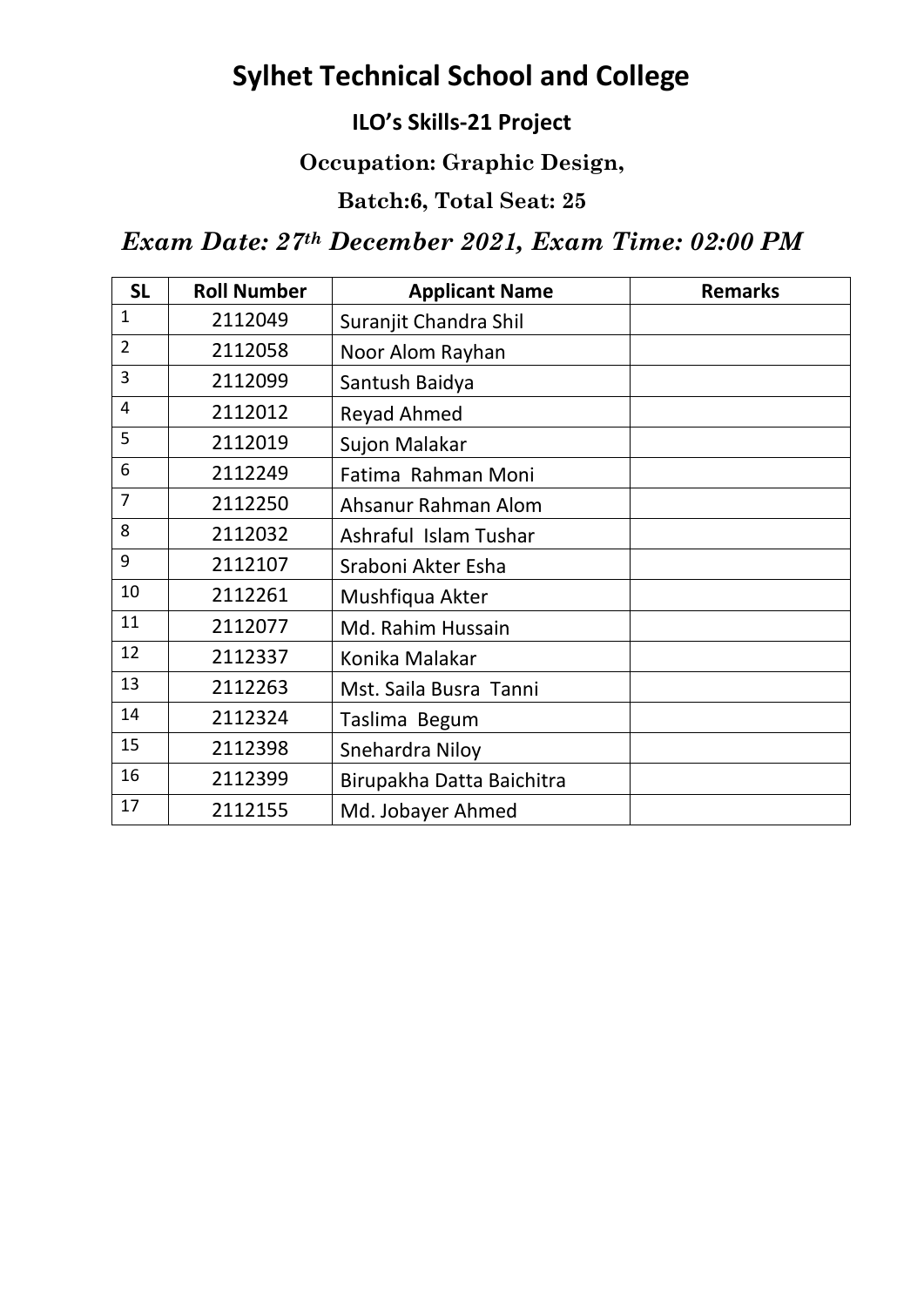# Sylhet Technical School and College

## ILO's Skills-21 Project

### Occupation: Graphic Design,

### Batch:6, Total Seat: 25

### *Exam Date: 27th December 2021, Exam Time: 02:00 PM*

| SL | Roll Number | Applicant Name | Remarks |
|---|---|---|---|
| 1 | 2112049 | Suranjit Chandra Shil | |
| 2 | 2112058 | Noor Alom Rayhan | |
| 3 | 2112099 | Santush Baidya | |
| 4 | 2112012 | Reyad Ahmed | |
| 5 | 2112019 | Sujon Malakar | |
| 6 | 2112249 | Fatima Rahman Moni | |
| 7 | 2112250 | Ahsanur Rahman Alom | |
| 8 | 2112032 | Ashraful Islam Tushar | |
| 9 | 2112107 | Sraboni Akter Esha | |
| 10 | 2112261 | Mushfiqua Akter | |
| 11 | 2112077 | Md. Rahim Hussain | |
| 12 | 2112337 | Konika Malakar | |
| 13 | 2112263 | Mst. Saila Busra Tanni | |
| 14 | 2112324 | Taslima Begum | |
| 15 | 2112398 | Snehardra Niloy | |
| 16 | 2112399 | Birupakha Datta Baichitra | |
| 17 | 2112155 | Md. Jobayer Ahmed | |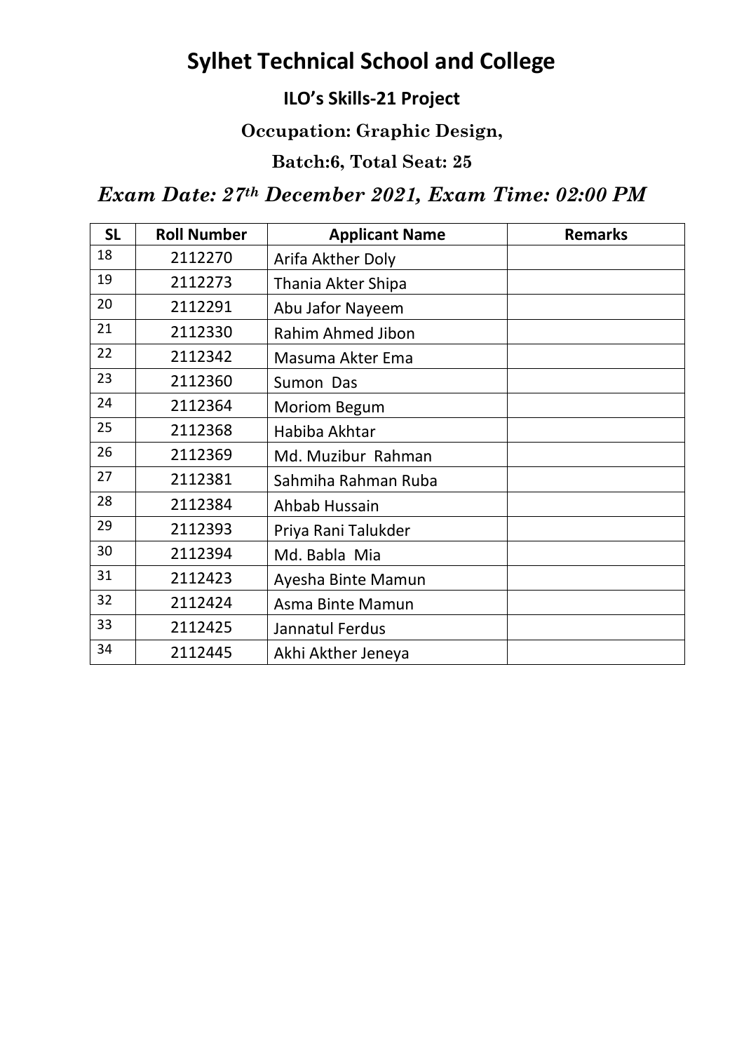# Sylhet Technical School and College

## ILO's Skills-21 Project

### Occupation: Graphic Design,

### Batch:6, Total Seat: 25

### *Exam Date: 27th December 2021, Exam Time: 02:00 PM*

| SL | Roll Number | Applicant Name | Remarks |
|---|---|---|---|
| 18 | 2112270 | Arifa Akther Doly | |
| 19 | 2112273 | Thania Akter Shipa | |
| 20 | 2112291 | Abu Jafor Nayeem | |
| 21 | 2112330 | Rahim Ahmed Jibon | |
| 22 | 2112342 | Masuma Akter Ema | |
| 23 | 2112360 | Sumon Das | |
| 24 | 2112364 | Moriom Begum | |
| 25 | 2112368 | Habiba Akhtar | |
| 26 | 2112369 | Md. Muzibur Rahman | |
| 27 | 2112381 | Sahmiha Rahman Ruba | |
| 28 | 2112384 | Ahbab Hussain | |
| 29 | 2112393 | Priya Rani Talukder | |
| 30 | 2112394 | Md. Babla Mia | |
| 31 | 2112423 | Ayesha Binte Mamun | |
| 32 | 2112424 | Asma Binte Mamun | |
| 33 | 2112425 | Jannatul Ferdus | |
| 34 | 2112445 | Akhi Akther Jeneya | |